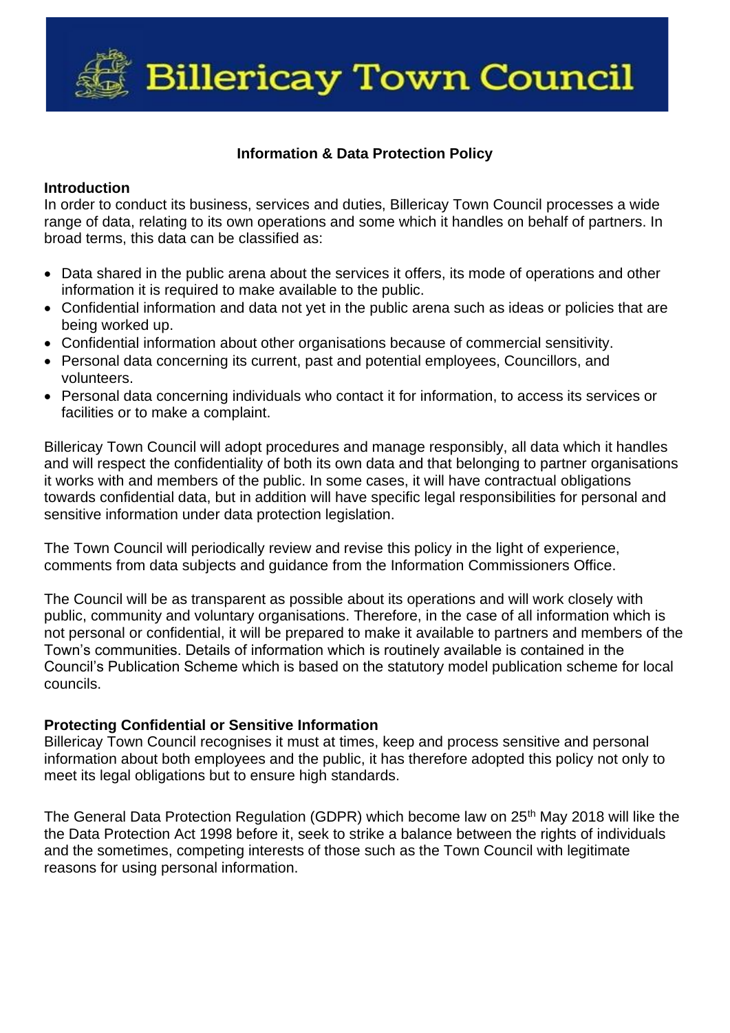# Billericay Town Council

## Information & Data Protection Policy

### Introduction

In order to conduct its business, services and duties, Billericay Town Council processes a wide range of data, relating to its own operations and some which it handles on behalf of partners. In broad terms, this data can be classified as:

- Data shared in the public arena about the services it offers, its mode of operations and other information it is required to make available to the public.
- Confidential information and data not yet in the public arena such as ideas or policies that are being worked up.
- Confidential information about other organisations because of commercial sensitivity.
- Personal data concerning its current, past and potential employees, Councillors, and volunteers.
- Personal data concerning individuals who contact it for information, to access its services or facilities or to make a complaint.

Billericay Town Council will adopt procedures and manage responsibly, all data which it handles and will respect the confidentiality of both its own data and that belonging to partner organisations it works with and members of the public. In some cases, it will have contractual obligations towards confidential data, but in addition will have specific legal responsibilities for personal and sensitive information under data protection legislation.

The Town Council will periodically review and revise this policy in the light of experience, comments from data subjects and guidance from the Information Commissioners Office.

The Council will be as transparent as possible about its operations and will work closely with public, community and voluntary organisations. Therefore, in the case of all information which is not personal or confidential, it will be prepared to make it available to partners and members of the Town's communities. Details of information which is routinely available is contained in the Council's Publication Scheme which is based on the statutory model publication scheme for local councils.

### Protecting Confidential or Sensitive Information

Billericay Town Council recognises it must at times, keep and process sensitive and personal information about both employees and the public, it has therefore adopted this policy not only to meet its legal obligations but to ensure high standards.

The General Data Protection Regulation (GDPR) which become law on 25th May 2018 will like the the Data Protection Act 1998 before it, seek to strike a balance between the rights of individuals and the sometimes, competing interests of those such as the Town Council with legitimate reasons for using personal information.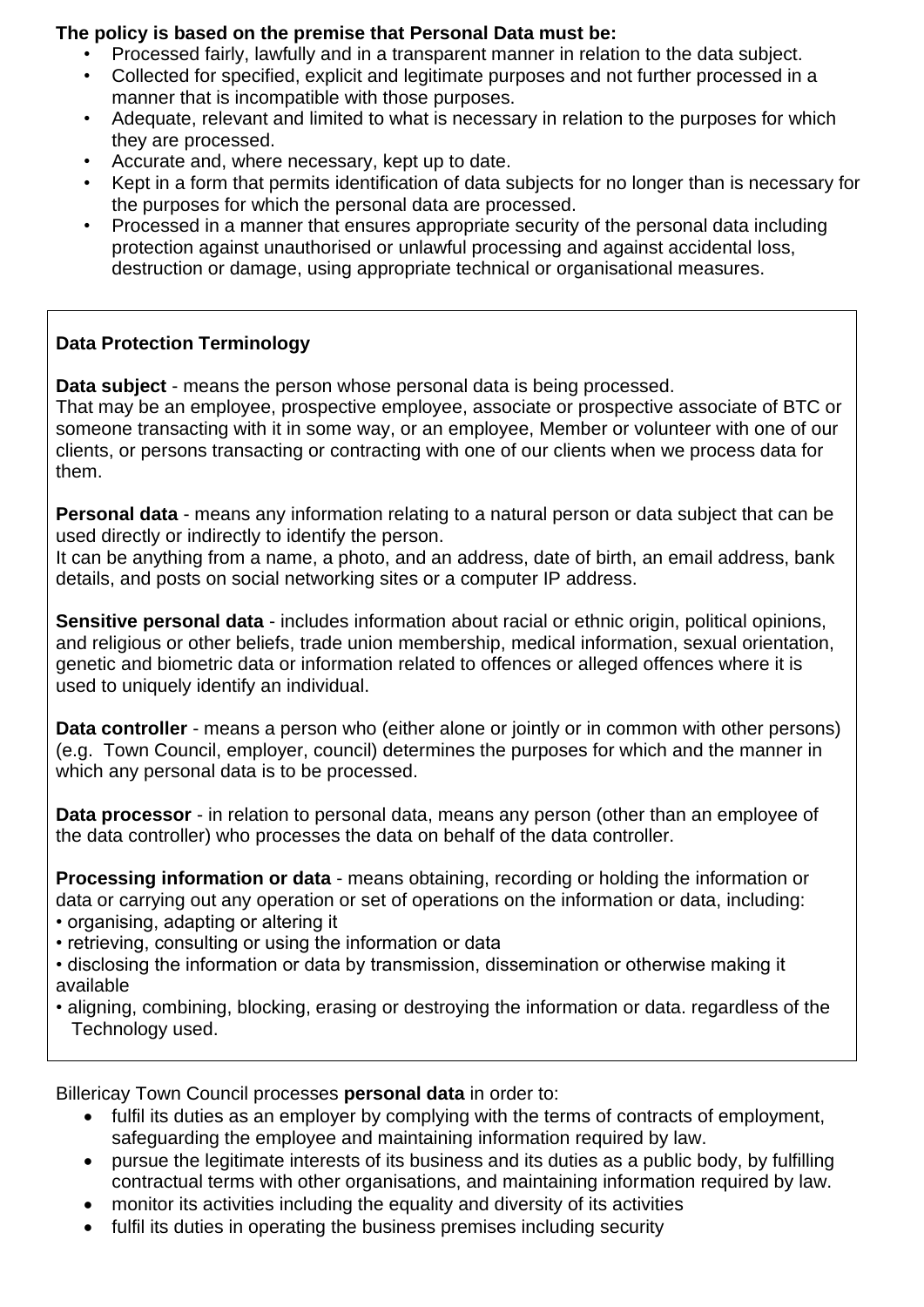**The policy is based on the premise that Personal Data must be:**

- Processed fairly, lawfully and in a transparent manner in relation to the data subject.
- Collected for specified, explicit and legitimate purposes and not further processed in a manner that is incompatible with those purposes.
- Adequate, relevant and limited to what is necessary in relation to the purposes for which they are processed.
- Accurate and, where necessary, kept up to date.
- Kept in a form that permits identification of data subjects for no longer than is necessary for the purposes for which the personal data are processed.
- Processed in a manner that ensures appropriate security of the personal data including protection against unauthorised or unlawful processing and against accidental loss, destruction or damage, using appropriate technical or organisational measures.

**Data Protection Terminology**

**Data subject** - means the person whose personal data is being processed.
That may be an employee, prospective employee, associate or prospective associate of BTC or someone transacting with it in some way, or an employee, Member or volunteer with one of our clients, or persons transacting or contracting with one of our clients when we process data for them.

**Personal data** - means any information relating to a natural person or data subject that can be used directly or indirectly to identify the person.
It can be anything from a name, a photo, and an address, date of birth, an email address, bank details, and posts on social networking sites or a computer IP address.

**Sensitive personal data** - includes information about racial or ethnic origin, political opinions, and religious or other beliefs, trade union membership, medical information, sexual orientation, genetic and biometric data or information related to offences or alleged offences where it is used to uniquely identify an individual.

**Data controller** - means a person who (either alone or jointly or in common with other persons) (e.g. Town Council, employer, council) determines the purposes for which and the manner in which any personal data is to be processed.

**Data processor** - in relation to personal data, means any person (other than an employee of the data controller) who processes the data on behalf of the data controller.

**Processing information or data** - means obtaining, recording or holding the information or data or carrying out any operation or set of operations on the information or data, including:

- organising, adapting or altering it
- retrieving, consulting or using the information or data
- disclosing the information or data by transmission, dissemination or otherwise making it available
- aligning, combining, blocking, erasing or destroying the information or data. regardless of the Technology used.

Billericay Town Council processes **personal data** in order to:

- fulfil its duties as an employer by complying with the terms of contracts of employment, safeguarding the employee and maintaining information required by law.
- pursue the legitimate interests of its business and its duties as a public body, by fulfilling contractual terms with other organisations, and maintaining information required by law.
- monitor its activities including the equality and diversity of its activities
- fulfil its duties in operating the business premises including security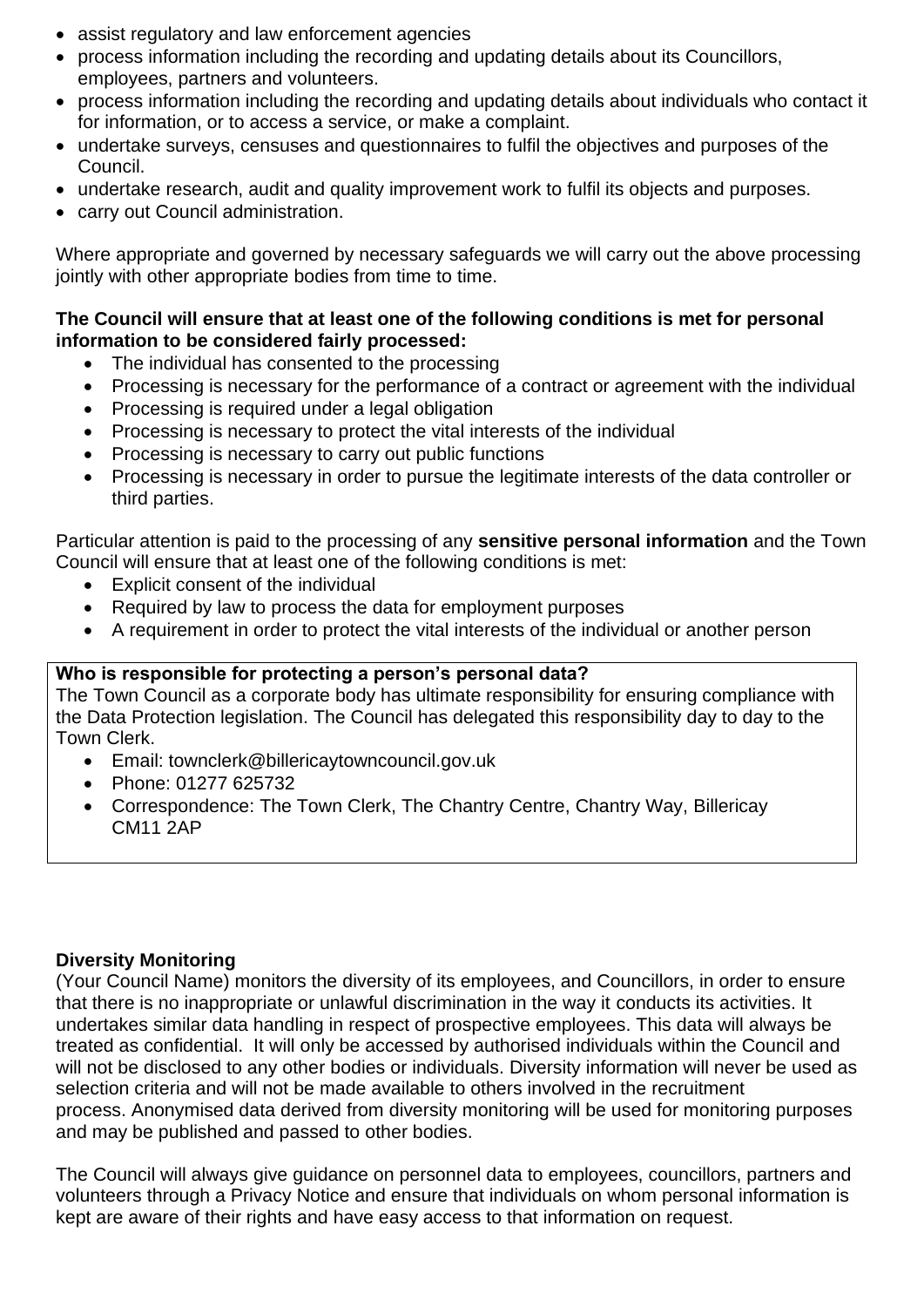- assist regulatory and law enforcement agencies
- process information including the recording and updating details about its Councillors, employees, partners and volunteers.
- process information including the recording and updating details about individuals who contact it for information, or to access a service, or make a complaint.
- undertake surveys, censuses and questionnaires to fulfil the objectives and purposes of the Council.
- undertake research, audit and quality improvement work to fulfil its objects and purposes.
- carry out Council administration.

Where appropriate and governed by necessary safeguards we will carry out the above processing jointly with other appropriate bodies from time to time.

**The Council will ensure that at least one of the following conditions is met for personal information to be considered fairly processed:**

- The individual has consented to the processing
- Processing is necessary for the performance of a contract or agreement with the individual
- Processing is required under a legal obligation
- Processing is necessary to protect the vital interests of the individual
- Processing is necessary to carry out public functions
- Processing is necessary in order to pursue the legitimate interests of the data controller or third parties.

Particular attention is paid to the processing of any **sensitive personal information** and the Town Council will ensure that at least one of the following conditions is met:

- Explicit consent of the individual
- Required by law to process the data for employment purposes
- A requirement in order to protect the vital interests of the individual or another person

**Who is responsible for protecting a person's personal data?**
The Town Council as a corporate body has ultimate responsibility for ensuring compliance with the Data Protection legislation. The Council has delegated this responsibility day to day to the Town Clerk.

- Email: townclerk@billericaytowncouncil.gov.uk
- Phone: 01277 625732
- Correspondence: The Town Clerk, The Chantry Centre, Chantry Way, Billericay CM11 2AP

**Diversity Monitoring**
(Your Council Name) monitors the diversity of its employees, and Councillors, in order to ensure that there is no inappropriate or unlawful discrimination in the way it conducts its activities. It undertakes similar data handling in respect of prospective employees. This data will always be treated as confidential. It will only be accessed by authorised individuals within the Council and will not be disclosed to any other bodies or individuals. Diversity information will never be used as selection criteria and will not be made available to others involved in the recruitment process. Anonymised data derived from diversity monitoring will be used for monitoring purposes and may be published and passed to other bodies.

The Council will always give guidance on personnel data to employees, councillors, partners and volunteers through a Privacy Notice and ensure that individuals on whom personal information is kept are aware of their rights and have easy access to that information on request.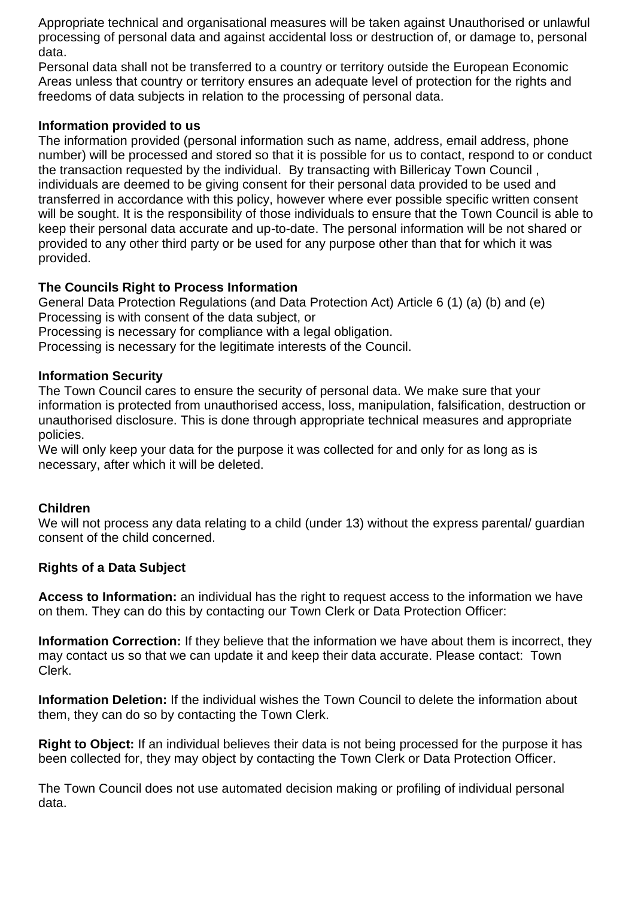Appropriate technical and organisational measures will be taken against Unauthorised or unlawful processing of personal data and against accidental loss or destruction of, or damage to, personal data.

Personal data shall not be transferred to a country or territory outside the European Economic Areas unless that country or territory ensures an adequate level of protection for the rights and freedoms of data subjects in relation to the processing of personal data.

**Information provided to us**

The information provided (personal information such as name, address, email address, phone number) will be processed and stored so that it is possible for us to contact, respond to or conduct the transaction requested by the individual. By transacting with Billericay Town Council , individuals are deemed to be giving consent for their personal data provided to be used and transferred in accordance with this policy, however where ever possible specific written consent will be sought. It is the responsibility of those individuals to ensure that the Town Council is able to keep their personal data accurate and up-to-date. The personal information will be not shared or provided to any other third party or be used for any purpose other than that for which it was provided.

**The Councils Right to Process Information**

General Data Protection Regulations (and Data Protection Act) Article 6 (1) (a) (b) and (e)
Processing is with consent of the data subject, or
Processing is necessary for compliance with a legal obligation.
Processing is necessary for the legitimate interests of the Council.

**Information Security**

The Town Council cares to ensure the security of personal data. We make sure that your information is protected from unauthorised access, loss, manipulation, falsification, destruction or unauthorised disclosure. This is done through appropriate technical measures and appropriate policies.

We will only keep your data for the purpose it was collected for and only for as long as is necessary, after which it will be deleted.

**Children**

We will not process any data relating to a child (under 13) without the express parental/ guardian consent of the child concerned.

**Rights of a Data Subject**

**Access to Information:** an individual has the right to request access to the information we have on them. They can do this by contacting our Town Clerk or Data Protection Officer:

**Information Correction:** If they believe that the information we have about them is incorrect, they may contact us so that we can update it and keep their data accurate. Please contact: Town Clerk.

**Information Deletion:** If the individual wishes the Town Council to delete the information about them, they can do so by contacting the Town Clerk.

**Right to Object:** If an individual believes their data is not being processed for the purpose it has been collected for, they may object by contacting the Town Clerk or Data Protection Officer.

The Town Council does not use automated decision making or profiling of individual personal data.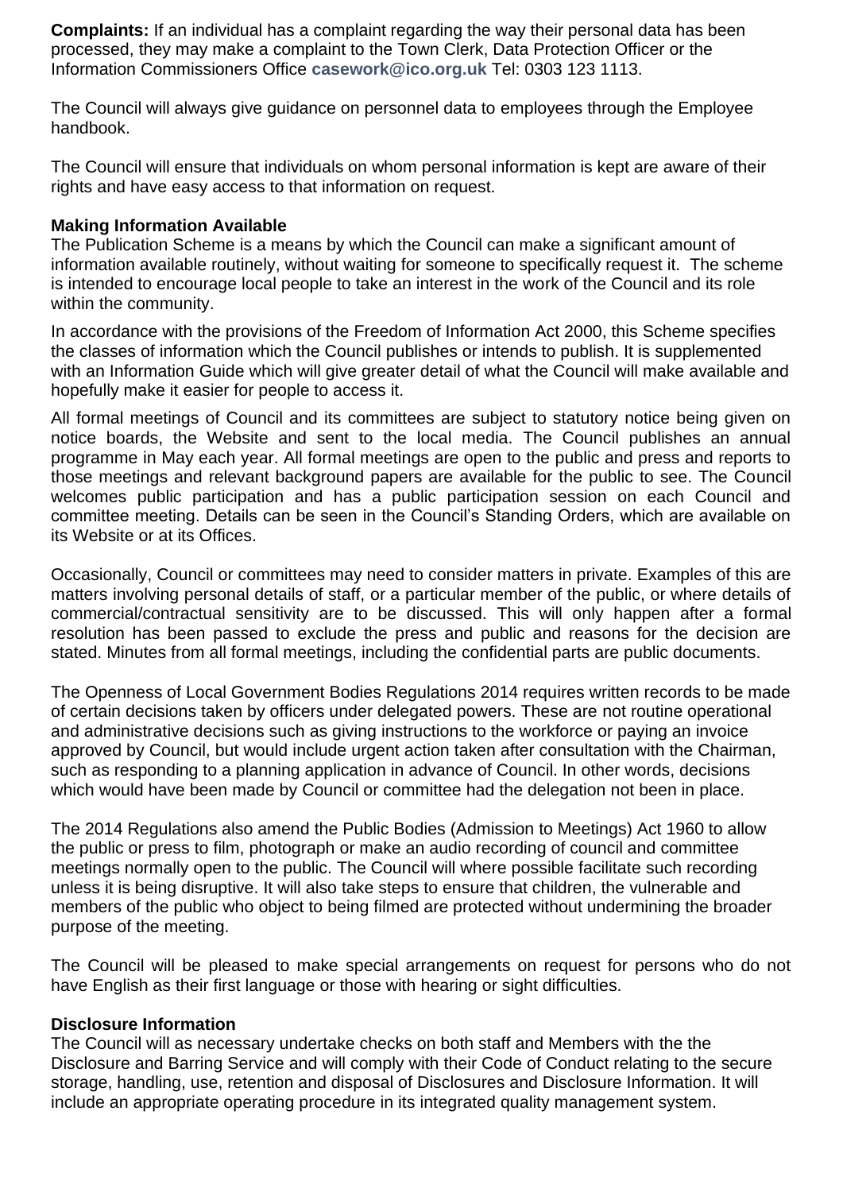**Complaints:** If an individual has a complaint regarding the way their personal data has been processed, they may make a complaint to the Town Clerk, Data Protection Officer or the Information Commissioners Office **casework@ico.org.uk** Tel: 0303 123 1113.

The Council will always give guidance on personnel data to employees through the Employee handbook.

The Council will ensure that individuals on whom personal information is kept are aware of their rights and have easy access to that information on request.

**Making Information Available**

The Publication Scheme is a means by which the Council can make a significant amount of information available routinely, without waiting for someone to specifically request it. The scheme is intended to encourage local people to take an interest in the work of the Council and its role within the community.

In accordance with the provisions of the Freedom of Information Act 2000, this Scheme specifies the classes of information which the Council publishes or intends to publish. It is supplemented with an Information Guide which will give greater detail of what the Council will make available and hopefully make it easier for people to access it.

All formal meetings of Council and its committees are subject to statutory notice being given on notice boards, the Website and sent to the local media. The Council publishes an annual programme in May each year. All formal meetings are open to the public and press and reports to those meetings and relevant background papers are available for the public to see. The Council welcomes public participation and has a public participation session on each Council and committee meeting. Details can be seen in the Council's Standing Orders, which are available on its Website or at its Offices.

Occasionally, Council or committees may need to consider matters in private. Examples of this are matters involving personal details of staff, or a particular member of the public, or where details of commercial/contractual sensitivity are to be discussed. This will only happen after a formal resolution has been passed to exclude the press and public and reasons for the decision are stated. Minutes from all formal meetings, including the confidential parts are public documents.

The Openness of Local Government Bodies Regulations 2014 requires written records to be made of certain decisions taken by officers under delegated powers. These are not routine operational and administrative decisions such as giving instructions to the workforce or paying an invoice approved by Council, but would include urgent action taken after consultation with the Chairman, such as responding to a planning application in advance of Council. In other words, decisions which would have been made by Council or committee had the delegation not been in place.

The 2014 Regulations also amend the Public Bodies (Admission to Meetings) Act 1960 to allow the public or press to film, photograph or make an audio recording of council and committee meetings normally open to the public. The Council will where possible facilitate such recording unless it is being disruptive. It will also take steps to ensure that children, the vulnerable and members of the public who object to being filmed are protected without undermining the broader purpose of the meeting.

The Council will be pleased to make special arrangements on request for persons who do not have English as their first language or those with hearing or sight difficulties.

**Disclosure Information**

The Council will as necessary undertake checks on both staff and Members with the the Disclosure and Barring Service and will comply with their Code of Conduct relating to the secure storage, handling, use, retention and disposal of Disclosures and Disclosure Information. It will include an appropriate operating procedure in its integrated quality management system.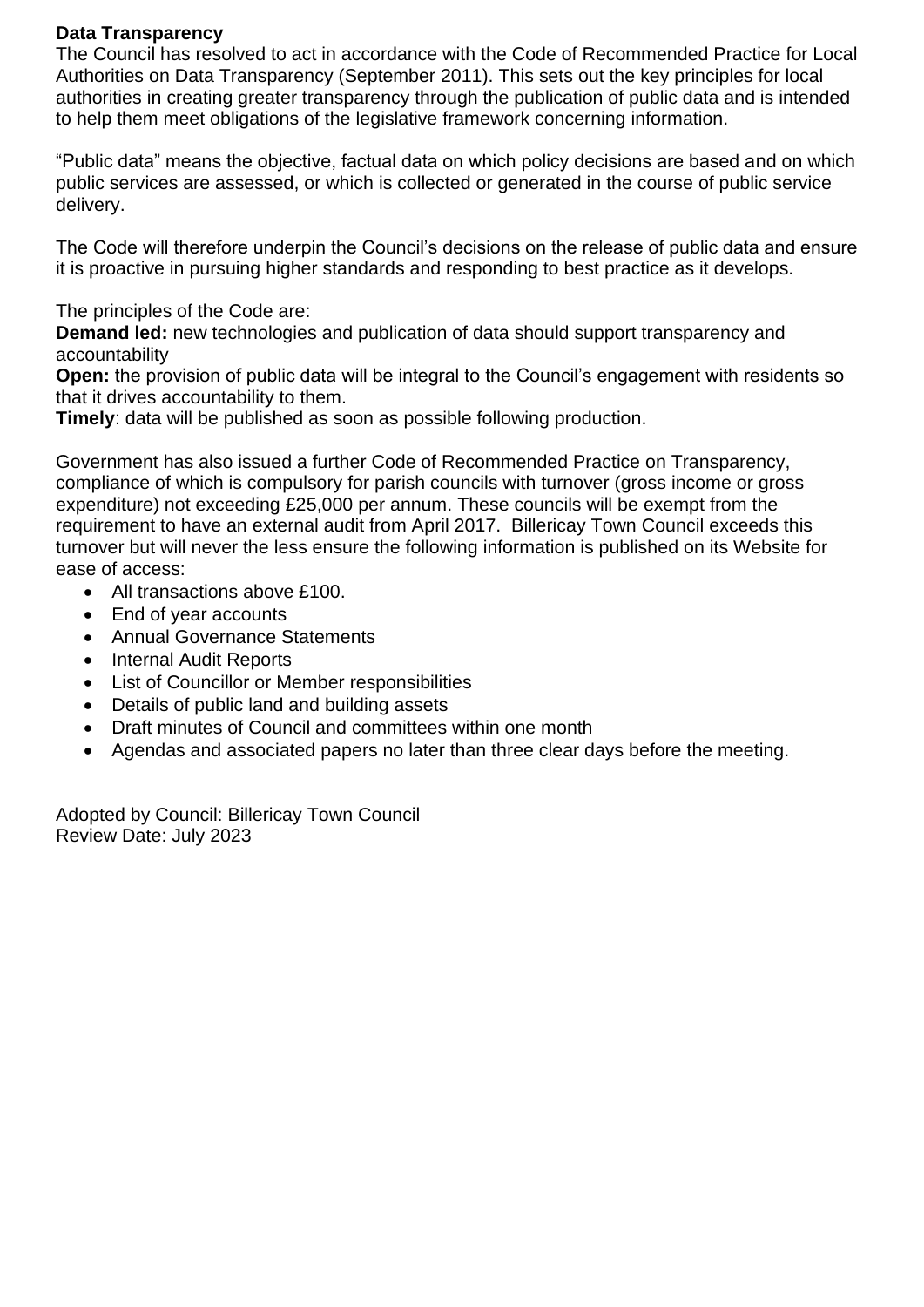**Data Transparency**

The Council has resolved to act in accordance with the Code of Recommended Practice for Local Authorities on Data Transparency (September 2011). This sets out the key principles for local authorities in creating greater transparency through the publication of public data and is intended to help them meet obligations of the legislative framework concerning information.

"Public data" means the objective, factual data on which policy decisions are based and on which public services are assessed, or which is collected or generated in the course of public service delivery.

The Code will therefore underpin the Council's decisions on the release of public data and ensure it is proactive in pursuing higher standards and responding to best practice as it develops.

The principles of the Code are:

**Demand led:** new technologies and publication of data should support transparency and accountability

**Open:** the provision of public data will be integral to the Council's engagement with residents so that it drives accountability to them.

**Timely**: data will be published as soon as possible following production.

Government has also issued a further Code of Recommended Practice on Transparency, compliance of which is compulsory for parish councils with turnover (gross income or gross expenditure) not exceeding £25,000 per annum. These councils will be exempt from the requirement to have an external audit from April 2017. Billericay Town Council exceeds this turnover but will never the less ensure the following information is published on its Website for ease of access:

- All transactions above £100.
- End of year accounts
- Annual Governance Statements
- Internal Audit Reports
- List of Councillor or Member responsibilities
- Details of public land and building assets
- Draft minutes of Council and committees within one month
- Agendas and associated papers no later than three clear days before the meeting.

Adopted by Council: Billericay Town Council
Review Date: July 2023